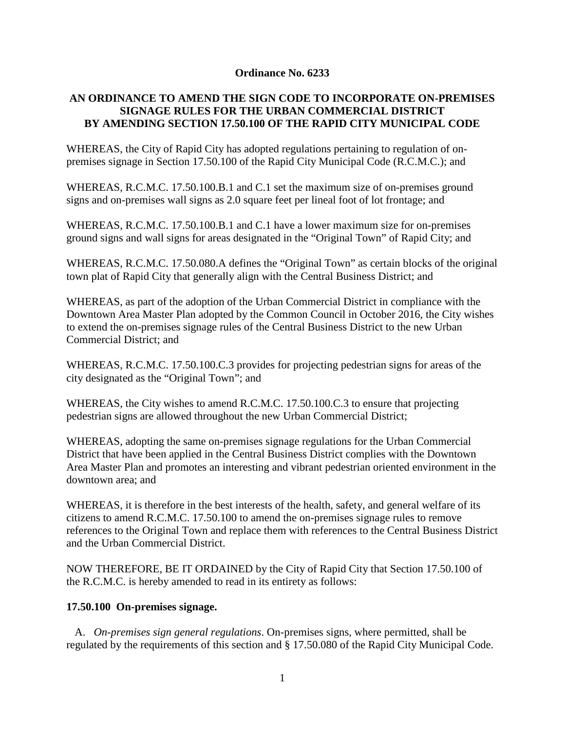**Ordinance No. 6233**

**AN ORDINANCE TO AMEND THE SIGN CODE TO INCORPORATE ON-PREMISES SIGNAGE RULES FOR THE URBAN COMMERCIAL DISTRICT BY AMENDING SECTION 17.50.100 OF THE RAPID CITY MUNICIPAL CODE**

WHEREAS, the City of Rapid City has adopted regulations pertaining to regulation of on-premises signage in Section 17.50.100 of the Rapid City Municipal Code (R.C.M.C.); and

WHEREAS, R.C.M.C. 17.50.100.B.1 and C.1 set the maximum size of on-premises ground signs and on-premises wall signs as 2.0 square feet per lineal foot of lot frontage; and

WHEREAS, R.C.M.C. 17.50.100.B.1 and C.1 have a lower maximum size for on-premises ground signs and wall signs for areas designated in the "Original Town" of Rapid City; and

WHEREAS, R.C.M.C. 17.50.080.A defines the "Original Town" as certain blocks of the original town plat of Rapid City that generally align with the Central Business District; and

WHEREAS, as part of the adoption of the Urban Commercial District in compliance with the Downtown Area Master Plan adopted by the Common Council in October 2016, the City wishes to extend the on-premises signage rules of the Central Business District to the new Urban Commercial District; and

WHEREAS, R.C.M.C. 17.50.100.C.3 provides for projecting pedestrian signs for areas of the city designated as the "Original Town"; and

WHEREAS, the City wishes to amend R.C.M.C. 17.50.100.C.3 to ensure that projecting pedestrian signs are allowed throughout the new Urban Commercial District;

WHEREAS, adopting the same on-premises signage regulations for the Urban Commercial District that have been applied in the Central Business District complies with the Downtown Area Master Plan and promotes an interesting and vibrant pedestrian oriented environment in the downtown area; and

WHEREAS, it is therefore in the best interests of the health, safety, and general welfare of its citizens to amend R.C.M.C. 17.50.100 to amend the on-premises signage rules to remove references to the Original Town and replace them with references to the Central Business District and the Urban Commercial District.

NOW THEREFORE, BE IT ORDAINED by the City of Rapid City that Section 17.50.100 of the R.C.M.C. is hereby amended to read in its entirety as follows:

**17.50.100 On-premises signage.**

A. *On-premises sign general regulations*. On-premises signs, where permitted, shall be regulated by the requirements of this section and § 17.50.080 of the Rapid City Municipal Code.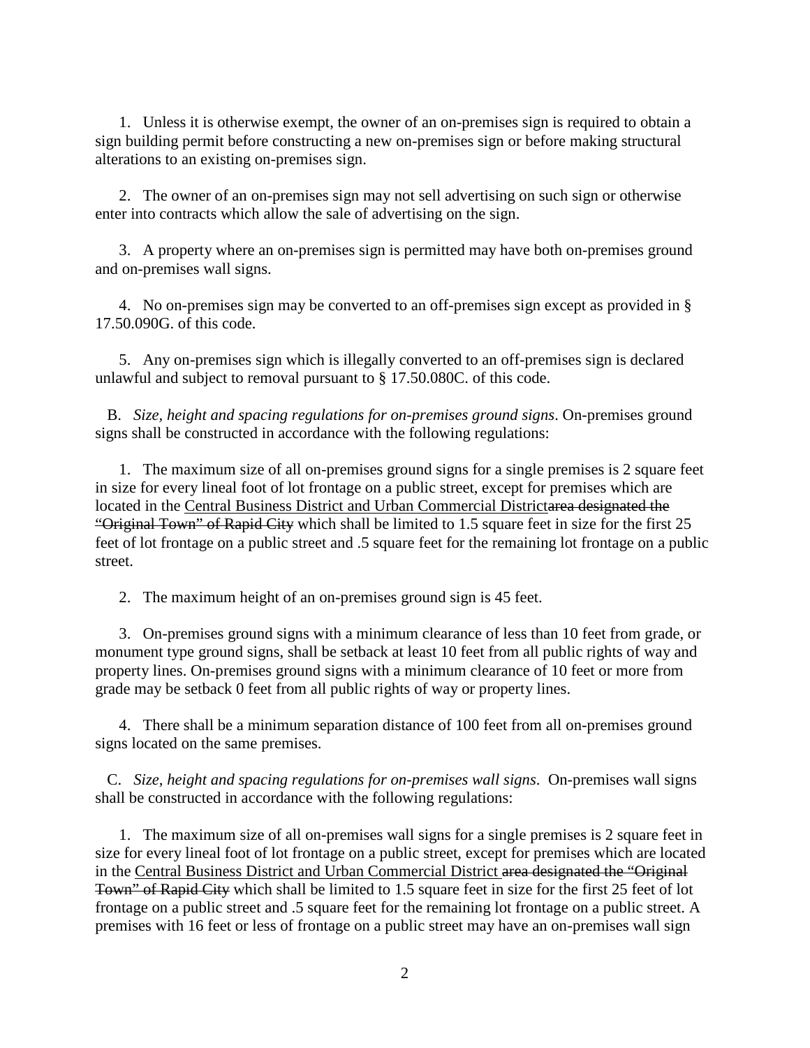1. Unless it is otherwise exempt, the owner of an on-premises sign is required to obtain a sign building permit before constructing a new on-premises sign or before making structural alterations to an existing on-premises sign.

2. The owner of an on-premises sign may not sell advertising on such sign or otherwise enter into contracts which allow the sale of advertising on the sign.

3. A property where an on-premises sign is permitted may have both on-premises ground and on-premises wall signs.

4. No on-premises sign may be converted to an off-premises sign except as provided in § 17.50.090G. of this code.

5. Any on-premises sign which is illegally converted to an off-premises sign is declared unlawful and subject to removal pursuant to § 17.50.080C. of this code.

B. *Size, height and spacing regulations for on-premises ground signs*. On-premises ground signs shall be constructed in accordance with the following regulations:

1. The maximum size of all on-premises ground signs for a single premises is 2 square feet in size for every lineal foot of lot frontage on a public street, except for premises which are located in the <u>Central Business District and Urban Commercial District</u>~~area designated the "Original Town" of Rapid City~~ which shall be limited to 1.5 square feet in size for the first 25 feet of lot frontage on a public street and .5 square feet for the remaining lot frontage on a public street.

2. The maximum height of an on-premises ground sign is 45 feet.

3. On-premises ground signs with a minimum clearance of less than 10 feet from grade, or monument type ground signs, shall be setback at least 10 feet from all public rights of way and property lines. On-premises ground signs with a minimum clearance of 10 feet or more from grade may be setback 0 feet from all public rights of way or property lines.

4. There shall be a minimum separation distance of 100 feet from all on-premises ground signs located on the same premises.

C. *Size, height and spacing regulations for on-premises wall signs*. On-premises wall signs shall be constructed in accordance with the following regulations:

1. The maximum size of all on-premises wall signs for a single premises is 2 square feet in size for every lineal foot of lot frontage on a public street, except for premises which are located in the <u>Central Business District and Urban Commercial District</u> ~~area designated the "Original Town" of Rapid City~~ which shall be limited to 1.5 square feet in size for the first 25 feet of lot frontage on a public street and .5 square feet for the remaining lot frontage on a public street. A premises with 16 feet or less of frontage on a public street may have an on-premises wall sign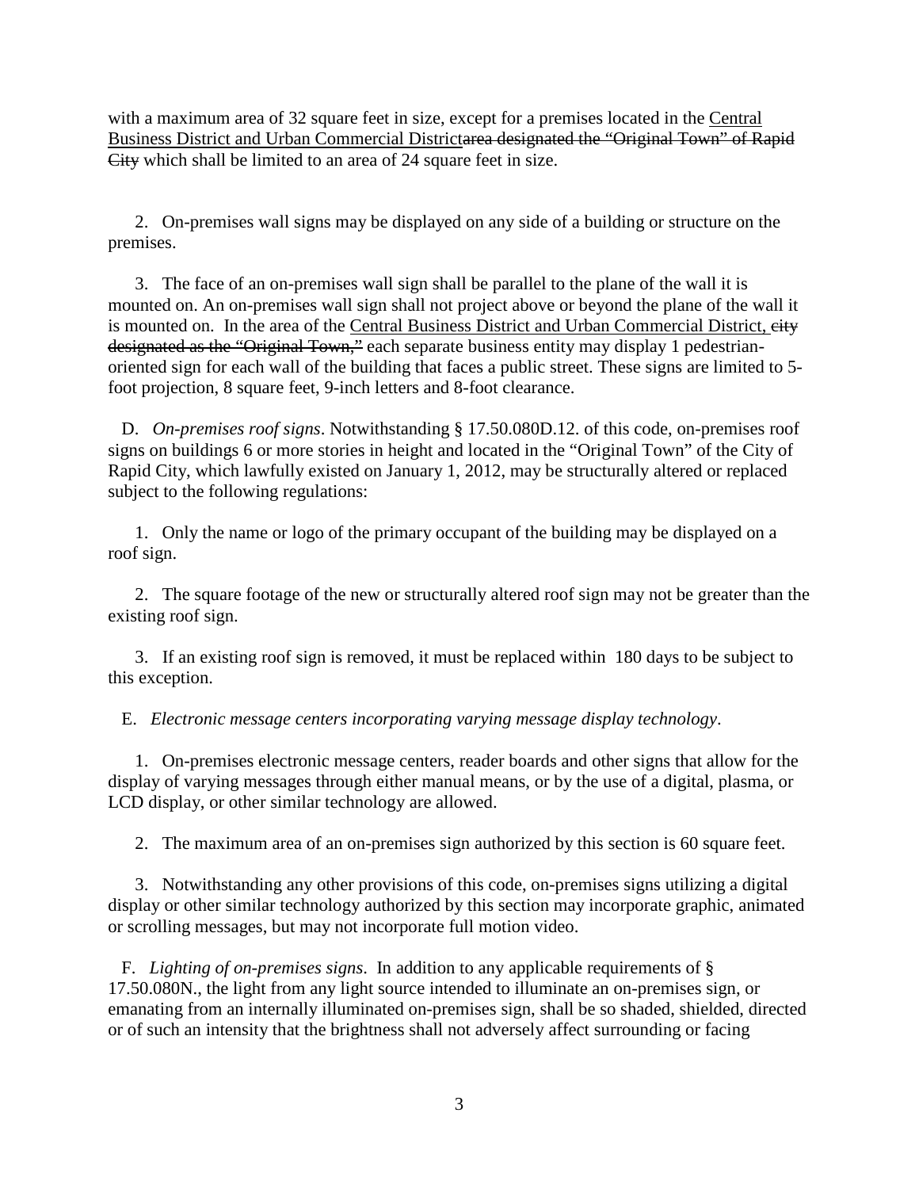with a maximum area of 32 square feet in size, except for a premises located in the <u>Central Business District and Urban Commercial District</u>~~area designated the "Original Town" of Rapid City~~ which shall be limited to an area of 24 square feet in size.

2. On-premises wall signs may be displayed on any side of a building or structure on the premises.

3. The face of an on-premises wall sign shall be parallel to the plane of the wall it is mounted on. An on-premises wall sign shall not project above or beyond the plane of the wall it is mounted on. In the area of the <u>Central Business District and Urban Commercial District,</u> ~~city designated as the "Original Town,"~~ each separate business entity may display 1 pedestrian-oriented sign for each wall of the building that faces a public street. These signs are limited to 5-foot projection, 8 square feet, 9-inch letters and 8-foot clearance.

D. *On-premises roof signs*. Notwithstanding § 17.50.080D.12. of this code, on-premises roof signs on buildings 6 or more stories in height and located in the "Original Town" of the City of Rapid City, which lawfully existed on January 1, 2012, may be structurally altered or replaced subject to the following regulations:

1. Only the name or logo of the primary occupant of the building may be displayed on a roof sign.

2. The square footage of the new or structurally altered roof sign may not be greater than the existing roof sign.

3. If an existing roof sign is removed, it must be replaced within 180 days to be subject to this exception.

E. *Electronic message centers incorporating varying message display technology*.

1. On-premises electronic message centers, reader boards and other signs that allow for the display of varying messages through either manual means, or by the use of a digital, plasma, or LCD display, or other similar technology are allowed.

2. The maximum area of an on-premises sign authorized by this section is 60 square feet.

3. Notwithstanding any other provisions of this code, on-premises signs utilizing a digital display or other similar technology authorized by this section may incorporate graphic, animated or scrolling messages, but may not incorporate full motion video.

F. *Lighting of on-premises signs*. In addition to any applicable requirements of § 17.50.080N., the light from any light source intended to illuminate an on-premises sign, or emanating from an internally illuminated on-premises sign, shall be so shaded, shielded, directed or of such an intensity that the brightness shall not adversely affect surrounding or facing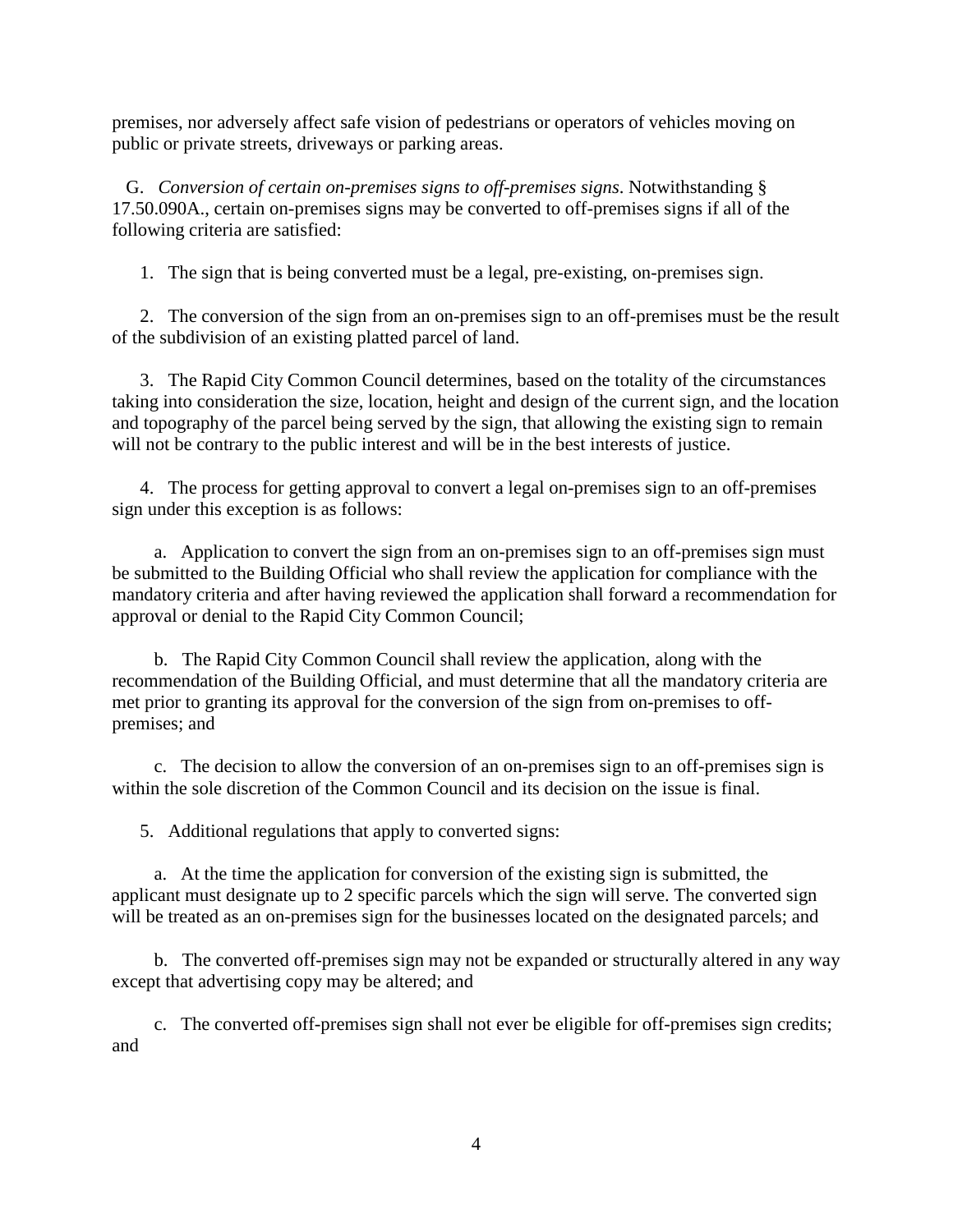premises, nor adversely affect safe vision of pedestrians or operators of vehicles moving on public or private streets, driveways or parking areas.

G. *Conversion of certain on-premises signs to off-premises signs*. Notwithstanding § 17.50.090A., certain on-premises signs may be converted to off-premises signs if all of the following criteria are satisfied:

1. The sign that is being converted must be a legal, pre-existing, on-premises sign.

2. The conversion of the sign from an on-premises sign to an off-premises must be the result of the subdivision of an existing platted parcel of land.

3. The Rapid City Common Council determines, based on the totality of the circumstances taking into consideration the size, location, height and design of the current sign, and the location and topography of the parcel being served by the sign, that allowing the existing sign to remain will not be contrary to the public interest and will be in the best interests of justice.

4. The process for getting approval to convert a legal on-premises sign to an off-premises sign under this exception is as follows:

a. Application to convert the sign from an on-premises sign to an off-premises sign must be submitted to the Building Official who shall review the application for compliance with the mandatory criteria and after having reviewed the application shall forward a recommendation for approval or denial to the Rapid City Common Council;

b. The Rapid City Common Council shall review the application, along with the recommendation of the Building Official, and must determine that all the mandatory criteria are met prior to granting its approval for the conversion of the sign from on-premises to off-premises; and

c. The decision to allow the conversion of an on-premises sign to an off-premises sign is within the sole discretion of the Common Council and its decision on the issue is final.

5. Additional regulations that apply to converted signs:

a. At the time the application for conversion of the existing sign is submitted, the applicant must designate up to 2 specific parcels which the sign will serve. The converted sign will be treated as an on-premises sign for the businesses located on the designated parcels; and

b. The converted off-premises sign may not be expanded or structurally altered in any way except that advertising copy may be altered; and

c. The converted off-premises sign shall not ever be eligible for off-premises sign credits; and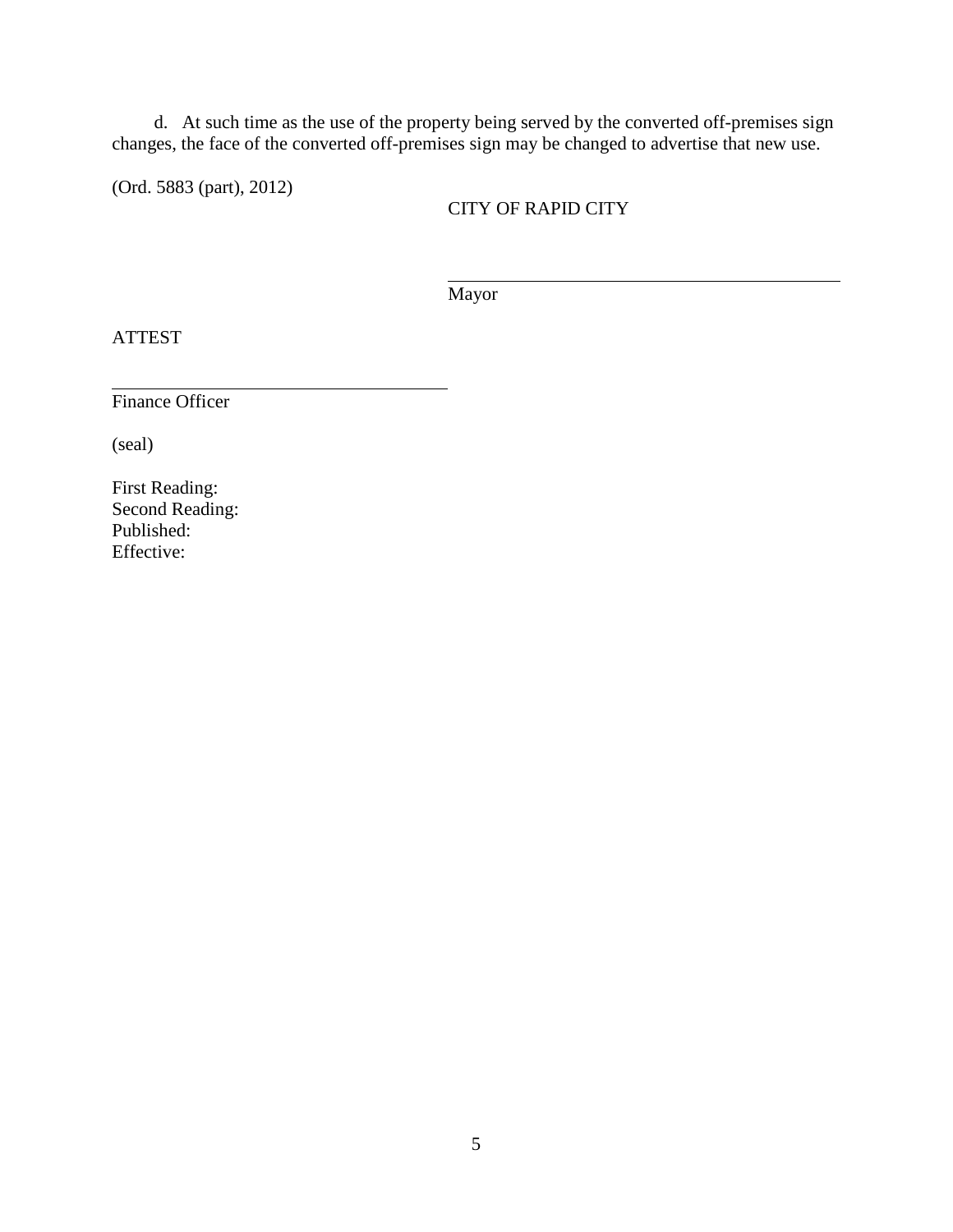d. At such time as the use of the property being served by the converted off-premises sign changes, the face of the converted off-premises sign may be changed to advertise that new use.

(Ord. 5883 (part), 2012)

CITY OF RAPID CITY

\_\_\_\_\_\_\_\_\_\_\_\_\_\_\_\_\_\_\_\_\_\_\_\_\_\_\_\_\_\_\_\_\_\_\_\_\_\_\_\_

Mayor

ATTEST

\_\_\_\_\_\_\_\_\_\_\_\_\_\_\_\_\_\_\_\_\_\_\_\_\_\_\_\_\_\_\_\_\_\_\_\_\_\_\_\_

Finance Officer

(seal)

First Reading:
Second Reading:
Published:
Effective: